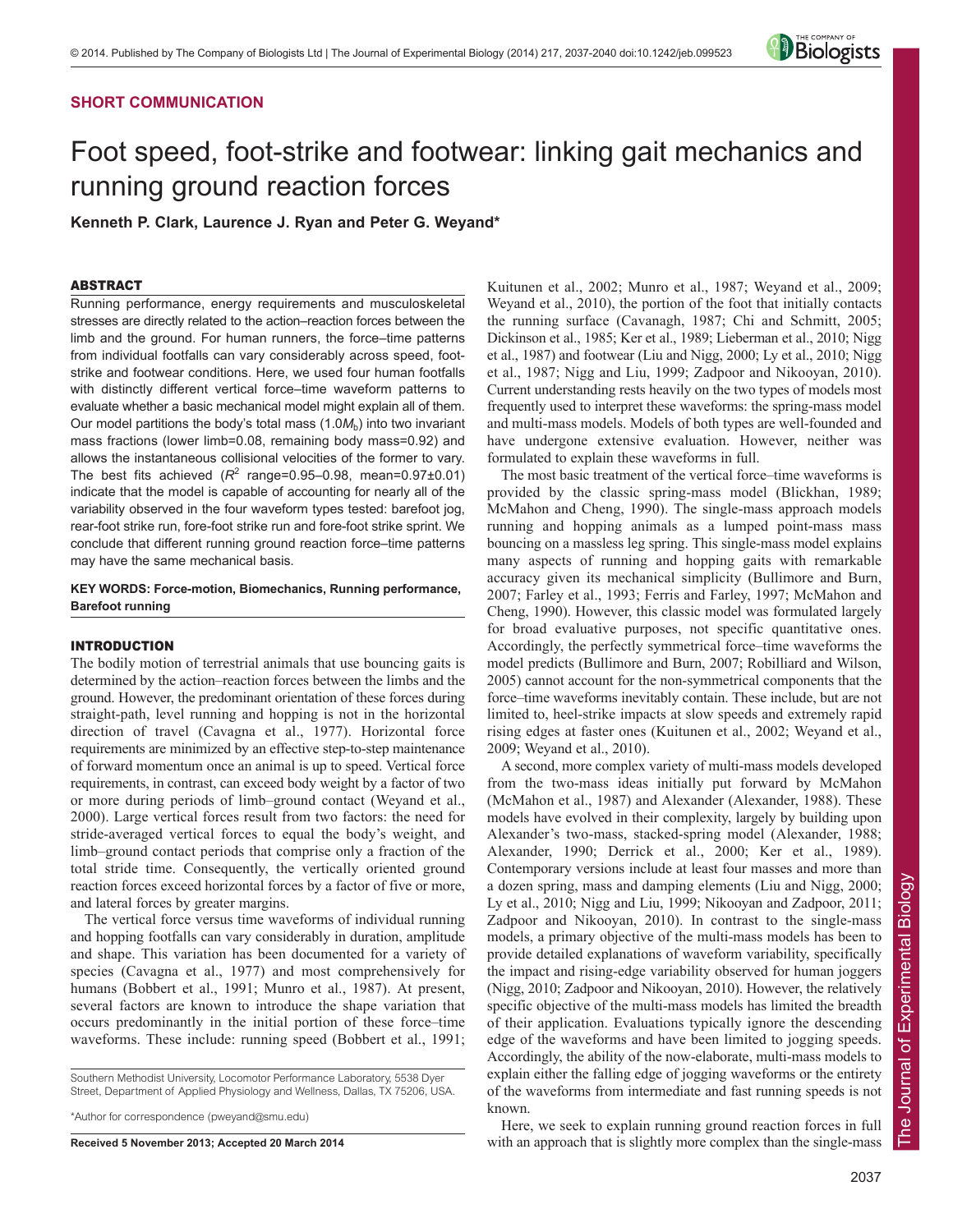**SHORT COMMUNICATION**

# Foot speed, foot-strike and footwear: linking gait mechanics and running ground reaction forces

**Kenneth P. Clark, Laurence J. Ryan and Peter G. Weyand***

## ABSTRACT

Running performance, energy requirements and musculoskeletal stresses are directly related to the action–reaction forces between the limb and the ground. For human runners, the force–time patterns from individual footfalls can vary considerably across speed, foot-strike and footwear conditions. Here, we used four human footfalls with distinctly different vertical force–time waveform patterns to evaluate whether a basic mechanical model might explain all of them. Our model partitions the body's total mass ($1.0M_b$) into two invariant mass fractions (lower limb=0.08, remaining body mass=0.92) and allows the instantaneous collisional velocities of the former to vary. The best fits achieved ($R^2$ range=0.95–0.98, mean=0.97±0.01) indicate that the model is capable of accounting for nearly all of the variability observed in the four waveform types tested: barefoot jog, rear-foot strike run, fore-foot strike run and fore-foot strike sprint. We conclude that different running ground reaction force–time patterns may have the same mechanical basis.

**KEY WORDS: Force-motion, Biomechanics, Running performance, Barefoot running**

## INTRODUCTION

The bodily motion of terrestrial animals that use bouncing gaits is determined by the action–reaction forces between the limbs and the ground. However, the predominant orientation of these forces during straight-path, level running and hopping is not in the horizontal direction of travel (Cavagna et al., 1977). Horizontal force requirements are minimized by an effective step-to-step maintenance of forward momentum once an animal is up to speed. Vertical force requirements, in contrast, can exceed body weight by a factor of two or more during periods of limb–ground contact (Weyand et al., 2000). Large vertical forces result from two factors: the need for stride-averaged vertical forces to equal the body's weight, and limb–ground contact periods that comprise only a fraction of the total stride time. Consequently, the vertically oriented ground reaction forces exceed horizontal forces by a factor of five or more, and lateral forces by greater margins.

The vertical force versus time waveforms of individual running and hopping footfalls can vary considerably in duration, amplitude and shape. This variation has been documented for a variety of species (Cavagna et al., 1977) and most comprehensively for humans (Bobbert et al., 1991; Munro et al., 1987). At present, several factors are known to introduce the shape variation that occurs predominantly in the initial portion of these force–time waveforms. These include: running speed (Bobbert et al., 1991; Kuitunen et al., 2002; Munro et al., 1987; Weyand et al., 2009; Weyand et al., 2010), the portion of the foot that initially contacts the running surface (Cavanagh, 1987; Chi and Schmitt, 2005; Dickinson et al., 1985; Ker et al., 1989; Lieberman et al., 2010; Nigg et al., 1987) and footwear (Liu and Nigg, 2000; Ly et al., 2010; Nigg et al., 1987; Nigg and Liu, 1999; Zadpoor and Nikooyan, 2010). Current understanding rests heavily on the two types of models most frequently used to interpret these waveforms: the spring-mass model and multi-mass models. Models of both types are well-founded and have undergone extensive evaluation. However, neither was formulated to explain these waveforms in full.

The most basic treatment of the vertical force–time waveforms is provided by the classic spring-mass model (Blickhan, 1989; McMahon and Cheng, 1990). The single-mass approach models running and hopping animals as a lumped point-mass mass bouncing on a massless leg spring. This single-mass model explains many aspects of running and hopping gaits with remarkable accuracy given its mechanical simplicity (Bullimore and Burn, 2007; Farley et al., 1993; Ferris and Farley, 1997; McMahon and Cheng, 1990). However, this classic model was formulated largely for broad evaluative purposes, not specific quantitative ones. Accordingly, the perfectly symmetrical force–time waveforms the model predicts (Bullimore and Burn, 2007; Robilliard and Wilson, 2005) cannot account for the non-symmetrical components that the force–time waveforms inevitably contain. These include, but are not limited to, heel-strike impacts at slow speeds and extremely rapid rising edges at faster ones (Kuitunen et al., 2002; Weyand et al., 2009; Weyand et al., 2010).

A second, more complex variety of multi-mass models developed from the two-mass ideas initially put forward by McMahon (McMahon et al., 1987) and Alexander (Alexander, 1988). These models have evolved in their complexity, largely by building upon Alexander's two-mass, stacked-spring model (Alexander, 1988; Alexander, 1990; Derrick et al., 2000; Ker et al., 1989). Contemporary versions include at least four masses and more than a dozen spring, mass and damping elements (Liu and Nigg, 2000; Ly et al., 2010; Nigg and Liu, 1999; Nikooyan and Zadpoor, 2011; Zadpoor and Nikooyan, 2010). In contrast to the single-mass models, a primary objective of the multi-mass models has been to provide detailed explanations of waveform variability, specifically the impact and rising-edge variability observed for human joggers (Nigg, 2010; Zadpoor and Nikooyan, 2010). However, the relatively specific objective of the multi-mass models has limited the breadth of their application. Evaluations typically ignore the descending edge of the waveforms and have been limited to jogging speeds. Accordingly, the ability of the now-elaborate, multi-mass models to explain either the falling edge of jogging waveforms or the entirety of the waveforms from intermediate and fast running speeds is not known.

Here, we seek to explain running ground reaction forces in full with an approach that is slightly more complex than the single-mass

Southern Methodist University, Locomotor Performance Laboratory, 5538 Dyer Street, Department of Applied Physiology and Wellness, Dallas, TX 75206, USA.

*Author for correspondence (pweyand@smu.edu)

**Received 5 November 2013; Accepted 20 March 2014**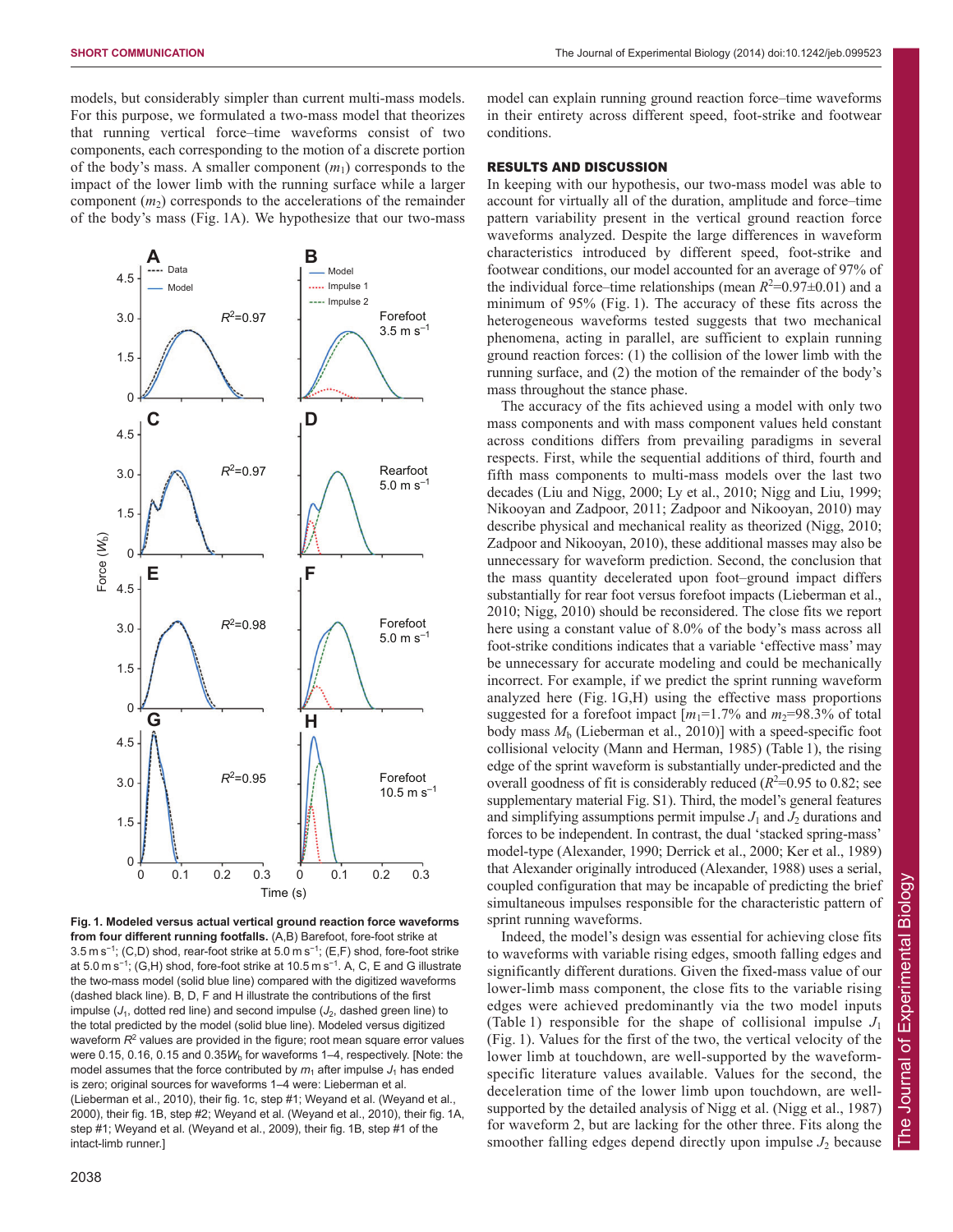models, but considerably simpler than current multi-mass models. For this purpose, we formulated a two-mass model that theorizes that running vertical force–time waveforms consist of two components, each corresponding to the motion of a discrete portion of the body's mass. A smaller component ($m_1$) corresponds to the impact of the lower limb with the running surface while a larger component ($m_2$) corresponds to the accelerations of the remainder of the body's mass (Fig. 1A). We hypothesize that our two-mass model can explain running ground reaction force–time waveforms in their entirety across different speed, foot-strike and footwear conditions.

**Fig. 1. Modeled versus actual vertical ground reaction force waveforms from four different running footfalls.** (A,B) Barefoot, fore-foot strike at 3.5 m s$^{-1}$; (C,D) shod, rear-foot strike at 5.0 m s$^{-1}$; (E,F) shod, fore-foot strike at 5.0 m s$^{-1}$; (G,H) shod, fore-foot strike at 10.5 m s$^{-1}$. A, C, E and G illustrate the two-mass model (solid blue line) compared with the digitized waveforms (dashed black line). B, D, F and H illustrate the contributions of the first impulse ($J_1$, dotted red line) and second impulse ($J_2$, dashed green line) to the total predicted by the model (solid blue line). Modeled versus digitized waveform $R^2$ values are provided in the figure; root mean square error values were 0.15, 0.16, 0.15 and 0.35$W_b$ for waveforms 1–4, respectively. [Note: the model assumes that the force contributed by $m_1$ after impulse $J_1$ has ended is zero; original sources for waveforms 1–4 were: Lieberman et al. (Lieberman et al., 2010), their fig. 1c, step #1; Weyand et al. (Weyand et al., 2000), their fig. 1B, step #2; Weyand et al. (Weyand et al., 2010), their fig. 1A, step #1; Weyand et al. (Weyand et al., 2009), their fig. 1B, step #1 of the intact-limb runner.]

## RESULTS AND DISCUSSION

In keeping with our hypothesis, our two-mass model was able to account for virtually all of the duration, amplitude and force–time pattern variability present in the vertical ground reaction force waveforms analyzed. Despite the large differences in waveform characteristics introduced by different speed, foot-strike and footwear conditions, our model accounted for an average of 97% of the individual force–time relationships (mean $R^2$=0.97±0.01) and a minimum of 95% (Fig. 1). The accuracy of these fits across the heterogeneous waveforms tested suggests that two mechanical phenomena, acting in parallel, are sufficient to explain running ground reaction forces: (1) the collision of the lower limb with the running surface, and (2) the motion of the remainder of the body's mass throughout the stance phase.

The accuracy of the fits achieved using a model with only two mass components and with mass component values held constant across conditions differs from prevailing paradigms in several respects. First, while the sequential additions of third, fourth and fifth mass components to multi-mass models over the last two decades (Liu and Nigg, 2000; Ly et al., 2010; Nigg and Liu, 1999; Nikooyan and Zadpoor, 2011; Zadpoor and Nikooyan, 2010) may describe physical and mechanical reality as theorized (Nigg, 2010; Zadpoor and Nikooyan, 2010), these additional masses may also be unnecessary for waveform prediction. Second, the conclusion that the mass quantity decelerated upon foot–ground impact differs substantially for rear foot versus forefoot impacts (Lieberman et al., 2010; Nigg, 2010) should be reconsidered. The close fits we report here using a constant value of 8.0% of the body's mass across all foot-strike conditions indicates that a variable 'effective mass' may be unnecessary for accurate modeling and could be mechanically incorrect. For example, if we predict the sprint running waveform analyzed here (Fig. 1G,H) using the effective mass proportions suggested for a forefoot impact [$m_1$=1.7% and $m_2$=98.3% of total body mass $M_b$ (Lieberman et al., 2010)] with a speed-specific foot collisional velocity (Mann and Herman, 1985) (Table 1), the rising edge of the sprint waveform is substantially under-predicted and the overall goodness of fit is considerably reduced ($R^2$=0.95 to 0.82; see supplementary material Fig. S1). Third, the model's general features and simplifying assumptions permit impulse $J_1$ and $J_2$ durations and forces to be independent. In contrast, the dual 'stacked spring-mass' model-type (Alexander, 1990; Derrick et al., 2000; Ker et al., 1989) that Alexander originally introduced (Alexander, 1988) uses a serial, coupled configuration that may be incapable of predicting the brief simultaneous impulses responsible for the characteristic pattern of sprint running waveforms.

Indeed, the model's design was essential for achieving close fits to waveforms with variable rising edges, smooth falling edges and significantly different durations. Given the fixed-mass value of our lower-limb mass component, the close fits to the variable rising edges were achieved predominantly via the two model inputs (Table 1) responsible for the shape of collisional impulse $J_1$ (Fig. 1). Values for the first of the two, the vertical velocity of the lower limb at touchdown, are well-supported by the waveform-specific literature values available. Values for the second, the deceleration time of the lower limb upon touchdown, are well-supported by the detailed analysis of Nigg et al. (Nigg et al., 1987) for waveform 2, but are lacking for the other three. Fits along the smoother falling edges depend directly upon impulse $J_2$ because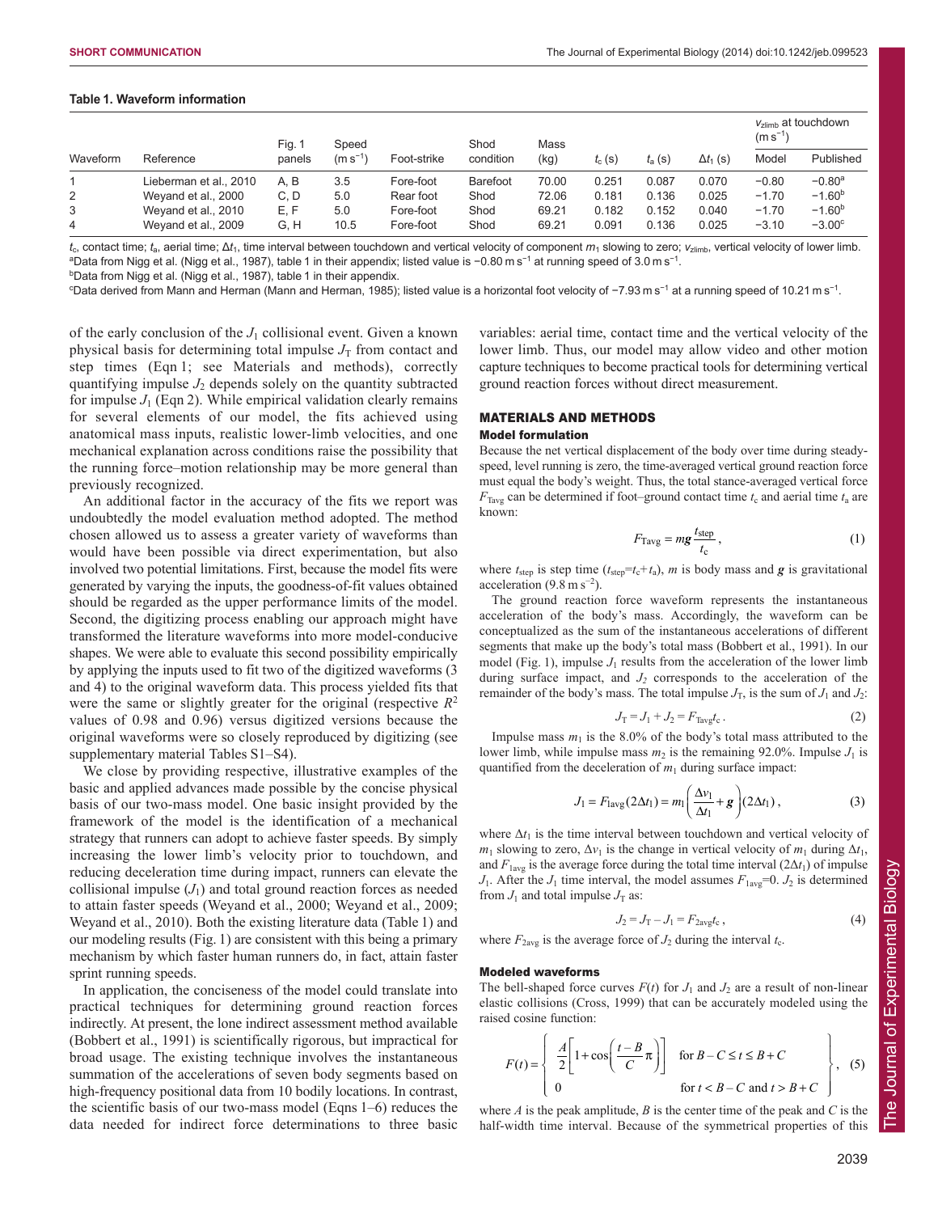**Table 1. Waveform information**

| Waveform | Reference | Fig. 1 panels | Speed ($m\,s^{-1}$) | Foot-strike | Shod condition | Mass (kg) | $t_c$ (s) | $t_a$ (s) | $\Delta t_1$ (s) | $v_{zlimb}$ at touchdown ($m\,s^{-1}$) | |
|---|---|---|---|---|---|---|---|---|---|---|---|
| | | | | | | | | | | Model | Published |
| 1 | Lieberman et al., 2010 | A, B | 3.5 | Fore-foot | Barefoot | 70.00 | 0.251 | 0.087 | 0.070 | −0.80 | −0.80[a] |
| 2 | Weyand et al., 2000 | C, D | 5.0 | Rear foot | Shod | 72.06 | 0.181 | 0.136 | 0.025 | −1.70 | −1.60[b] |
| 3 | Weyand et al., 2010 | E, F | 5.0 | Fore-foot | Shod | 69.21 | 0.182 | 0.152 | 0.040 | −1.70 | −1.60[b] |
| 4 | Weyand et al., 2009 | G, H | 10.5 | Fore-foot | Shod | 69.21 | 0.091 | 0.136 | 0.025 | −3.10 | −3.00[c] |

$t_c$, contact time; $t_a$, aerial time; $\Delta t_1$, time interval between touchdown and vertical velocity of component $m_1$ slowing to zero; $v_{zlimb}$, vertical velocity of lower limb.
[a]Data from Nigg et al. (Nigg et al., 1987), table 1 in their appendix; listed value is $-0.80\,m\,s^{-1}$ at running speed of $3.0\,m\,s^{-1}$.
[b]Data from Nigg et al. (Nigg et al., 1987), table 1 in their appendix.
[c]Data derived from Mann and Herman (Mann and Herman, 1985); listed value is a horizontal foot velocity of $-7.93\,m\,s^{-1}$ at a running speed of $10.21\,m\,s^{-1}$.

of the early conclusion of the $J_1$ collisional event. Given a known physical basis for determining total impulse $J_T$ from contact and step times (Eqn 1; see Materials and methods), correctly quantifying impulse $J_2$ depends solely on the quantity subtracted for impulse $J_1$ (Eqn 2). While empirical validation clearly remains for several elements of our model, the fits achieved using anatomical mass inputs, realistic lower-limb velocities, and one mechanical explanation across conditions raise the possibility that the running force–motion relationship may be more general than previously recognized.

An additional factor in the accuracy of the fits we report was undoubtedly the model evaluation method adopted. The method chosen allowed us to assess a greater variety of waveforms than would have been possible via direct experimentation, but also involved two potential limitations. First, because the model fits were generated by varying the inputs, the goodness-of-fit values obtained should be regarded as the upper performance limits of the model. Second, the digitizing process enabling our approach might have transformed the literature waveforms into more model-conducive shapes. We were able to evaluate this second possibility empirically by applying the inputs used to fit two of the digitized waveforms (3 and 4) to the original waveform data. This process yielded fits that were the same or slightly greater for the original (respective $R^2$ values of 0.98 and 0.96) versus digitized versions because the original waveforms were so closely reproduced by digitizing (see supplementary material Tables S1–S4).

We close by providing respective, illustrative examples of the basic and applied advances made possible by the concise physical basis of our two-mass model. One basic insight provided by the framework of the model is the identification of a mechanical strategy that runners can adopt to achieve faster speeds. By simply increasing the lower limb's velocity prior to touchdown, and reducing deceleration time during impact, runners can elevate the collisional impulse ($J_1$) and total ground reaction forces as needed to attain faster speeds (Weyand et al., 2000; Weyand et al., 2009; Weyand et al., 2010). Both the existing literature data (Table 1) and our modeling results (Fig. 1) are consistent with this being a primary mechanism by which faster human runners do, in fact, attain faster sprint running speeds.

In application, the conciseness of the model could translate into practical techniques for determining ground reaction forces indirectly. At present, the lone indirect assessment method available (Bobbert et al., 1991) is scientifically rigorous, but impractical for broad usage. The existing technique involves the instantaneous summation of the accelerations of seven body segments based on high-frequency positional data from 10 bodily locations. In contrast, the scientific basis of our two-mass model (Eqns 1–6) reduces the data needed for indirect force determinations to three basic variables: aerial time, contact time and the vertical velocity of the lower limb. Thus, our model may allow video and other motion capture techniques to become practical tools for determining vertical ground reaction forces without direct measurement.

## MATERIALS AND METHODS

### Model formulation

Because the net vertical displacement of the body over time during steady-speed, level running is zero, the time-averaged vertical ground reaction force must equal the body's weight. Thus, the total stance-averaged vertical force $F_{Tavg}$ can be determined if foot–ground contact time $t_c$ and aerial time $t_a$ are known:

$$F_{Tavg} = m\boldsymbol{g}\frac{t_{step}}{t_c}, \tag{1}$$

where $t_{step}$ is step time ($t_{step}=t_c+t_a$), $m$ is body mass and $\boldsymbol{g}$ is gravitational acceleration ($9.8\,m\,s^{-2}$).

The ground reaction force waveform represents the instantaneous acceleration of the body's mass. Accordingly, the waveform can be conceptualized as the sum of the instantaneous accelerations of different segments that make up the body's total mass (Bobbert et al., 1991). In our model (Fig. 1), impulse $J_1$ results from the acceleration of the lower limb during surface impact, and $J_2$ corresponds to the acceleration of the remainder of the body's mass. The total impulse $J_T$, is the sum of $J_1$ and $J_2$:

$$J_T = J_1 + J_2 = F_{Tavg}t_c. \tag{2}$$

Impulse mass $m_1$ is the 8.0% of the body's total mass attributed to the lower limb, while impulse mass $m_2$ is the remaining 92.0%. Impulse $J_1$ is quantified from the deceleration of $m_1$ during surface impact:

$$J_1 = F_{1avg}(2\Delta t_1) = m_1\left(\frac{\Delta v_1}{\Delta t_1}+\boldsymbol{g}\right)(2\Delta t_1), \tag{3}$$

where $\Delta t_1$ is the time interval between touchdown and vertical velocity of $m_1$ slowing to zero, $\Delta v_1$ is the change in vertical velocity of $m_1$ during $\Delta t_1$, and $F_{1avg}$ is the average force during the total time interval ($2\Delta t_1$) of impulse $J_1$. After the $J_1$ time interval, the model assumes $F_{1avg}=0$. $J_2$ is determined from $J_1$ and total impulse $J_T$ as:

$$J_2 = J_T - J_1 = F_{2avg}t_c, \tag{4}$$

where $F_{2avg}$ is the average force of $J_2$ during the interval $t_c$.

### Modeled waveforms

The bell-shaped force curves $F(t)$ for $J_1$ and $J_2$ are a result of non-linear elastic collisions (Cross, 1999) that can be accurately modeled using the raised cosine function:

$$F(t) = \left\{\begin{array}{ll} \dfrac{A}{2}\left[1+\cos\left(\dfrac{t-B}{C}\pi\right)\right] & \text{for } B-C \le t \le B+C \\ 0 & \text{for } t < B-C \text{ and } t > B+C \end{array}\right\}, \tag{5}$$

where $A$ is the peak amplitude, $B$ is the center time of the peak and $C$ is the half-width time interval. Because of the symmetrical properties of this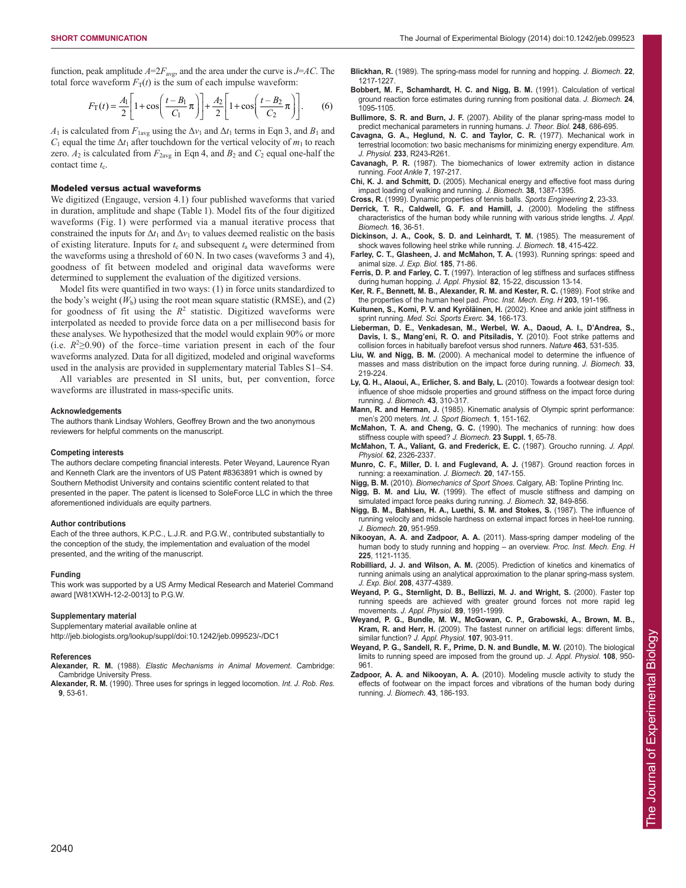function, peak amplitude $A=2F_{avg}$, and the area under the curve is $J=AC$. The total force waveform $F_T(t)$ is the sum of each impulse waveform:

$$F_T(t) = \frac{A_1}{2}\left[1+\cos\left(\frac{t-B_1}{C_1}\pi\right)\right] + \frac{A_2}{2}\left[1+\cos\left(\frac{t-B_2}{C_2}\pi\right)\right]. \quad (6)$$

$A_1$ is calculated from $F_{1avg}$ using the $\Delta v_1$ and $\Delta t_1$ terms in Eqn 3, and $B_1$ and $C_1$ equal the time $\Delta t_1$ after touchdown for the vertical velocity of $m_1$ to reach zero. $A_2$ is calculated from $F_{2avg}$ in Eqn 4, and $B_2$ and $C_2$ equal one-half the contact time $t_c$.

### Modeled versus actual waveforms

We digitized (Engauge, version 4.1) four published waveforms that varied in duration, amplitude and shape (Table 1). Model fits of the four digitized waveforms (Fig. 1) were performed via a manual iterative process that constrained the inputs for $\Delta t_1$ and $\Delta v_1$ to values deemed realistic on the basis of existing literature. Inputs for $t_c$ and subsequent $t_a$ were determined from the waveforms using a threshold of 60 N. In two cases (waveforms 3 and 4), goodness of fit between modeled and original data waveforms were determined to supplement the evaluation of the digitized versions.

Model fits were quantified in two ways: (1) in force units standardized to the body's weight ($W_b$) using the root mean square statistic (RMSE), and (2) for goodness of fit using the $R^2$ statistic. Digitized waveforms were interpolated as needed to provide force data on a per millisecond basis for these analyses. We hypothesized that the model would explain 90% or more (i.e. $R^2 \geq 0.90$) of the force–time variation present in each of the four waveforms analyzed. Data for all digitized, modeled and original waveforms used in the analysis are provided in supplementary material Tables S1–S4.

All variables are presented in SI units, but, per convention, force waveforms are illustrated in mass-specific units.

#### Acknowledgements

The authors thank Lindsay Wohlers, Geoffrey Brown and the two anonymous reviewers for helpful comments on the manuscript.

#### Competing interests

The authors declare competing financial interests. Peter Weyand, Laurence Ryan and Kenneth Clark are the inventors of US Patent #8363891 which is owned by Southern Methodist University and contains scientific content related to that presented in the paper. The patent is licensed to SoleForce LLC in which the three aforementioned individuals are equity partners.

#### Author contributions

Each of the three authors, K.P.C., L.J.R. and P.G.W., contributed substantially to the conception of the study, the implementation and evaluation of the model presented, and the writing of the manuscript.

#### Funding

This work was supported by a US Army Medical Research and Materiel Command award [W81XWH-12-2-0013] to P.G.W.

#### Supplementary material

Supplementary material available online at http://jeb.biologists.org/lookup/suppl/doi:10.1242/jeb.099523/-/DC1

#### References

**Alexander, R. M.** (1988). *Elastic Mechanisms in Animal Movement*. Cambridge: Cambridge University Press.

**Alexander, R. M.** (1990). Three uses for springs in legged locomotion. *Int. J. Rob. Res.* **9**, 53-61.

**Blickhan, R.** (1989). The spring-mass model for running and hopping. *J. Biomech.* **22**, 1217-1227.

**Bobbert, M. F., Schamhardt, H. C. and Nigg, B. M.** (1991). Calculation of vertical ground reaction force estimates during running from positional data. *J. Biomech.* **24**, 1095-1105.

**Bullimore, S. R. and Burn, J. F.** (2007). Ability of the planar spring-mass model to predict mechanical parameters in running humans. *J. Theor. Biol.* **248**, 686-695.

**Cavagna, G. A., Heglund, N. C. and Taylor, C. R.** (1977). Mechanical work in terrestrial locomotion: two basic mechanisms for minimizing energy expenditure. *Am. J. Physiol.* **233**, R243-R261.

**Cavanagh, P. R.** (1987). The biomechanics of lower extremity action in distance running. *Foot Ankle* **7**, 197-217.

**Chi, K. J. and Schmitt, D.** (2005). Mechanical energy and effective foot mass during impact loading of walking and running. *J. Biomech.* **38**, 1387-1395.

**Cross, R.** (1999). Dynamic properties of tennis balls. *Sports Engineering* **2**, 23-33.

**Derrick, T. R., Caldwell, G. F. and Hamill, J.** (2000). Modeling the stiffness characteristics of the human body while running with various stride lengths. *J. Appl. Biomech.* **16**, 36-51.

**Dickinson, J. A., Cook, S. D. and Leinhardt, T. M.** (1985). The measurement of shock waves following heel strike while running. *J. Biomech.* **18**, 415-422.

**Farley, C. T., Glasheen, J. and McMahon, T. A.** (1993). Running springs: speed and animal size. *J. Exp. Biol.* **185**, 71-86.

**Ferris, D. P. and Farley, C. T.** (1997). Interaction of leg stiffness and surfaces stiffness during human hopping. *J. Appl. Physiol.* **82**, 15-22, discussion 13-14.

**Ker, R. F., Bennett, M. B., Alexander, R. M. and Kester, R. C.** (1989). Foot strike and the properties of the human heel pad. *Proc. Inst. Mech. Eng. H* **203**, 191-196.

**Kuitunen, S., Komi, P. V. and Kyröläinen, H.** (2002). Knee and ankle joint stiffness in sprint running. *Med. Sci. Sports Exerc.* **34**, 166-173.

**Lieberman, D. E., Venkadesan, M., Werbel, W. A., Daoud, A. I., D'Andrea, S., Davis, I. S., Mang'eni, R. O. and Pitsiladis, Y.** (2010). Foot strike patterns and collision forces in habitually barefoot versus shod runners. *Nature* **463**, 531-535.

**Liu, W. and Nigg, B. M.** (2000). A mechanical model to determine the influence of masses and mass distribution on the impact force during running. *J. Biomech.* **33**, 219-224.

**Ly, Q. H., Alaoui, A., Erlicher, S. and Baly, L.** (2010). Towards a footwear design tool: influence of shoe midsole properties and ground stiffness on the impact force during running. *J. Biomech.* **43**, 310-317.

**Mann, R. and Herman, J.** (1985). Kinematic analysis of Olympic sprint performance: men's 200 meters. *Int. J. Sport Biomech.* **1**, 151-162.

**McMahon, T. A. and Cheng, G. C.** (1990). The mechanics of running: how does stiffness couple with speed? *J. Biomech.* **23 Suppl. 1**, 65-78.

**McMahon, T. A., Valiant, G. and Frederick, E. C.** (1987). Groucho running. *J. Appl. Physiol.* **62**, 2326-2337.

**Munro, C. F., Miller, D. I. and Fuglevand, A. J.** (1987). Ground reaction forces in running: a reexamination. *J. Biomech.* **20**, 147-155.

**Nigg, B. M.** (2010). *Biomechanics of Sport Shoes*. Calgary, AB: Topline Printing Inc.

**Nigg, B. M. and Liu, W.** (1999). The effect of muscle stiffness and damping on simulated impact force peaks during running. *J. Biomech.* **32**, 849-856.

**Nigg, B. M., Bahlsen, H. A., Luethi, S. M. and Stokes, S.** (1987). The influence of running velocity and midsole hardness on external impact forces in heel-toe running. *J. Biomech.* **20**, 951-959.

**Nikooyan, A. A. and Zadpoor, A. A.** (2011). Mass-spring damper modeling of the human body to study running and hopping – an overview. *Proc. Inst. Mech. Eng. H* **225**, 1121-1135.

**Robilliard, J. J. and Wilson, A. M.** (2005). Prediction of kinetics and kinematics of running animals using an analytical approximation to the planar spring-mass system. *J. Exp. Biol.* **208**, 4377-4389.

**Weyand, P. G., Sternlight, D. B., Bellizzi, M. J. and Wright, S.** (2000). Faster top running speeds are achieved with greater ground forces not more rapid leg movements. *J. Appl. Physiol.* **89**, 1991-1999.

**Weyand, P. G., Bundle, M. W., McGowan, C. P., Grabowski, A., Brown, M. B., Kram, R. and Herr, H.** (2009). The fastest runner on artificial legs: different limbs, similar function? *J. Appl. Physiol.* **107**, 903-911.

**Weyand, P. G., Sandell, R. F., Prime, D. N. and Bundle, M. W.** (2010). The biological limits to running speed are imposed from the ground up. *J. Appl. Physiol.* **108**, 950-961.

**Zadpoor, A. A. and Nikooyan, A. A.** (2010). Modeling muscle activity to study the effects of footwear on the impact forces and vibrations of the human body during running. *J. Biomech.* **43**, 186-193.